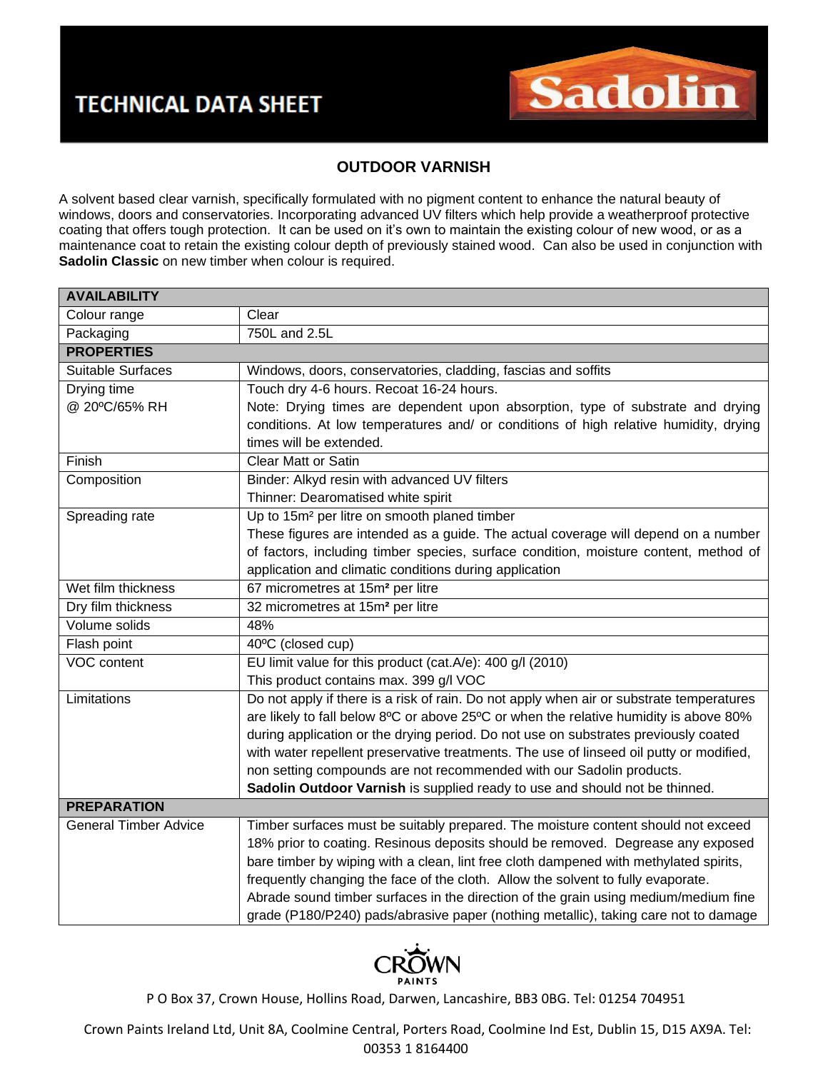# TECHNICAL DATA SHEET

Sadolin

## OUTDOOR VARNISH

A solvent based clear varnish, specifically formulated with no pigment content to enhance the natural beauty of windows, doors and conservatories. Incorporating advanced UV filters which help provide a weatherproof protective coating that offers tough protection. It can be used on it's own to maintain the existing colour of new wood, or as a maintenance coat to retain the existing colour depth of previously stained wood. Can also be used in conjunction with **Sadolin Classic** on new timber when colour is required.

| **AVAILABILITY** | |
|---|---|
| Colour range | Clear |
| Packaging | 750L and 2.5L |
| **PROPERTIES** | |
| Suitable Surfaces | Windows, doors, conservatories, cladding, fascias and soffits |
| Drying time @ 20ºC/65% RH | Touch dry 4-6 hours. Recoat 16-24 hours. Note: Drying times are dependent upon absorption, type of substrate and drying conditions. At low temperatures and/ or conditions of high relative humidity, drying times will be extended. |
| Finish | Clear Matt or Satin |
| Composition | Binder: Alkyd resin with advanced UV filters<br>Thinner: Dearomatised white spirit |
| Spreading rate | Up to 15m² per litre on smooth planed timber<br>These figures are intended as a guide. The actual coverage will depend on a number of factors, including timber species, surface condition, moisture content, method of application and climatic conditions during application |
| Wet film thickness | 67 micrometres at 15m² per litre |
| Dry film thickness | 32 micrometres at 15m² per litre |
| Volume solids | 48% |
| Flash point | 40ºC (closed cup) |
| VOC content | EU limit value for this product (cat.A/e): 400 g/l (2010)<br>This product contains max. 399 g/l VOC |
| Limitations | Do not apply if there is a risk of rain. Do not apply when air or substrate temperatures are likely to fall below 8ºC or above 25ºC or when the relative humidity is above 80% during application or the drying period. Do not use on substrates previously coated with water repellent preservative treatments. The use of linseed oil putty or modified, non setting compounds are not recommended with our Sadolin products. **Sadolin Outdoor Varnish** is supplied ready to use and should not be thinned. |
| **PREPARATION** | |
| General Timber Advice | Timber surfaces must be suitably prepared. The moisture content should not exceed 18% prior to coating. Resinous deposits should be removed. Degrease any exposed bare timber by wiping with a clean, lint free cloth dampened with methylated spirits, frequently changing the face of the cloth. Allow the solvent to fully evaporate. Abrade sound timber surfaces in the direction of the grain using medium/medium fine grade (P180/P240) pads/abrasive paper (nothing metallic), taking care not to damage |

CROWN PAINTS

P O Box 37, Crown House, Hollins Road, Darwen, Lancashire, BB3 0BG. Tel: 01254 704951

Crown Paints Ireland Ltd, Unit 8A, Coolmine Central, Porters Road, Coolmine Ind Est, Dublin 15, D15 AX9A. Tel: 00353 1 8164400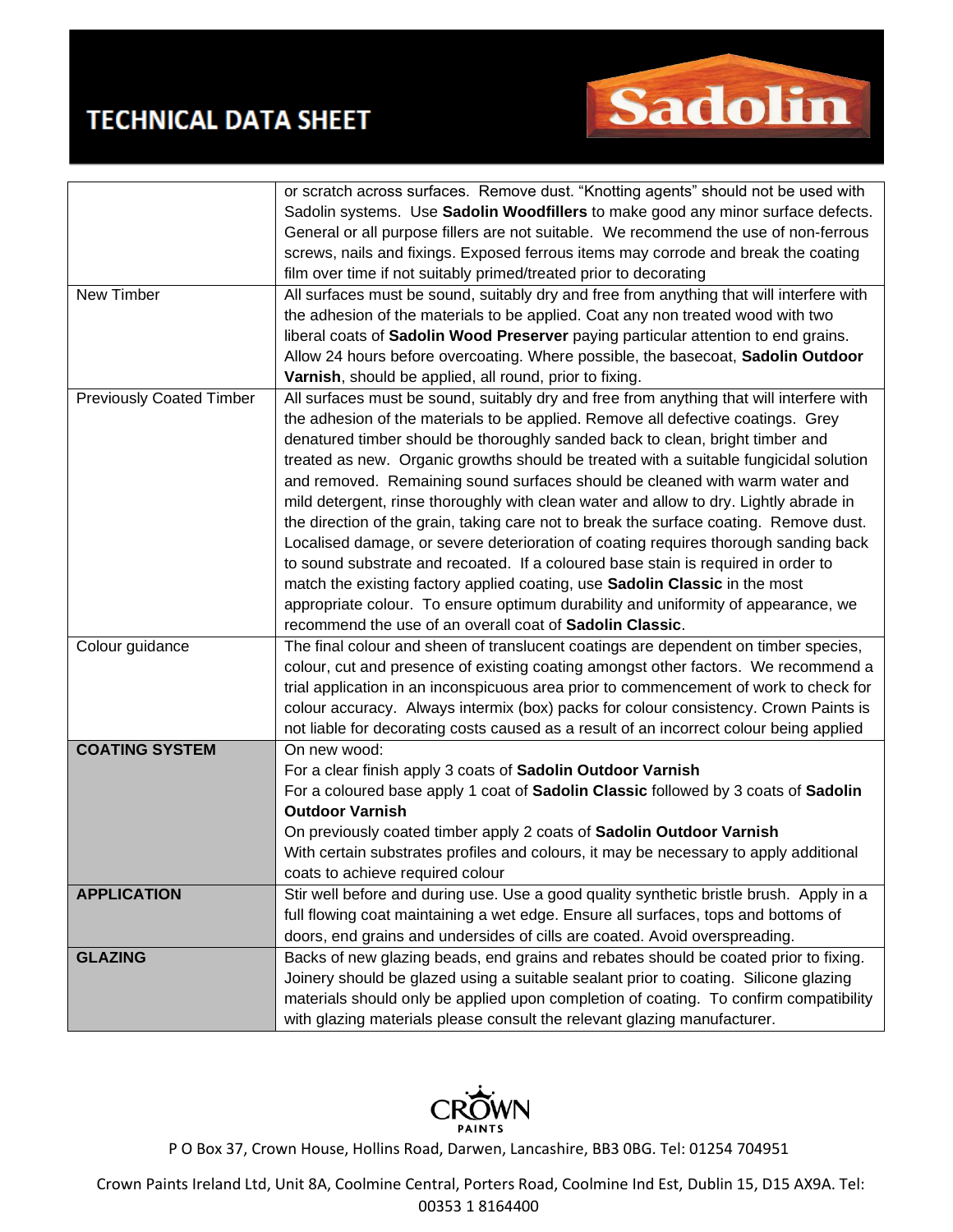| | |
|---|---|
| | or scratch across surfaces. Remove dust. "Knotting agents" should not be used with Sadolin systems. Use **Sadolin Woodfillers** to make good any minor surface defects. General or all purpose fillers are not suitable. We recommend the use of non-ferrous screws, nails and fixings. Exposed ferrous items may corrode and break the coating film over time if not suitably primed/treated prior to decorating |
| New Timber | All surfaces must be sound, suitably dry and free from anything that will interfere with the adhesion of the materials to be applied. Coat any non treated wood with two liberal coats of **Sadolin Wood Preserver** paying particular attention to end grains. Allow 24 hours before overcoating. Where possible, the basecoat, **Sadolin Outdoor Varnish**, should be applied, all round, prior to fixing. |
| Previously Coated Timber | All surfaces must be sound, suitably dry and free from anything that will interfere with the adhesion of the materials to be applied. Remove all defective coatings. Grey denatured timber should be thoroughly sanded back to clean, bright timber and treated as new. Organic growths should be treated with a suitable fungicidal solution and removed. Remaining sound surfaces should be cleaned with warm water and mild detergent, rinse thoroughly with clean water and allow to dry. Lightly abrade in the direction of the grain, taking care not to break the surface coating. Remove dust. Localised damage, or severe deterioration of coating requires thorough sanding back to sound substrate and recoated. If a coloured base stain is required in order to match the existing factory applied coating, use **Sadolin Classic** in the most appropriate colour. To ensure optimum durability and uniformity of appearance, we recommend the use of an overall coat of **Sadolin Classic**. |
| Colour guidance | The final colour and sheen of translucent coatings are dependent on timber species, colour, cut and presence of existing coating amongst other factors. We recommend a trial application in an inconspicuous area prior to commencement of work to check for colour accuracy. Always intermix (box) packs for colour consistency. Crown Paints is not liable for decorating costs caused as a result of an incorrect colour being applied |
| **COATING SYSTEM** | On new wood:<br>For a clear finish apply 3 coats of **Sadolin Outdoor Varnish**<br>For a coloured base apply 1 coat of **Sadolin Classic** followed by 3 coats of **Sadolin Outdoor Varnish**<br>On previously coated timber apply 2 coats of **Sadolin Outdoor Varnish**<br>With certain substrates profiles and colours, it may be necessary to apply additional coats to achieve required colour |
| **APPLICATION** | Stir well before and during use. Use a good quality synthetic bristle brush. Apply in a full flowing coat maintaining a wet edge. Ensure all surfaces, tops and bottoms of doors, end grains and undersides of cills are coated. Avoid overspreading. |
| **GLAZING** | Backs of new glazing beads, end grains and rebates should be coated prior to fixing. Joinery should be glazed using a suitable sealant prior to coating. Silicone glazing materials should only be applied upon completion of coating. To confirm compatibility with glazing materials please consult the relevant glazing manufacturer. |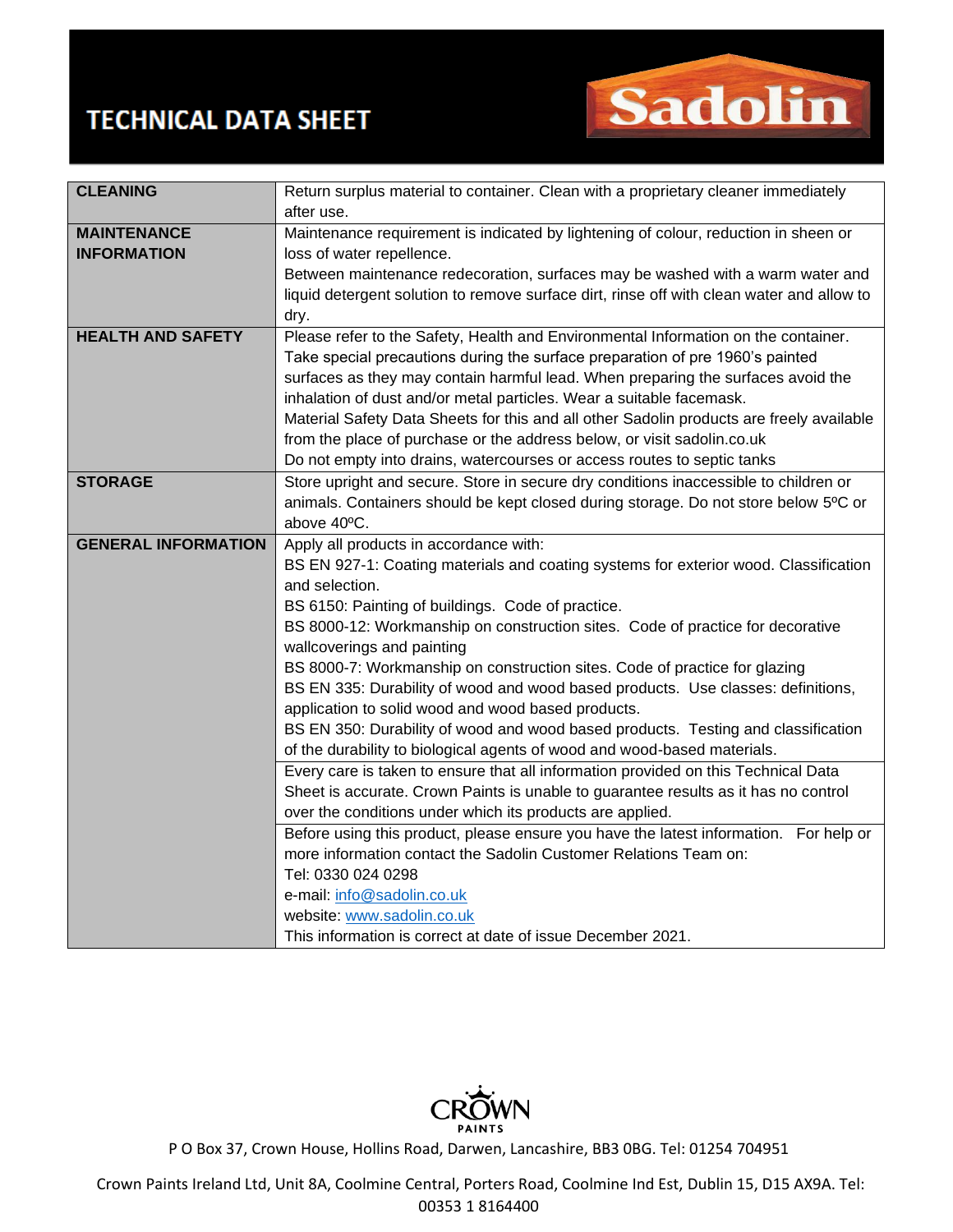# TECHNICAL DATA SHEET

| | |
|---|---|
| **CLEANING** | Return surplus material to container. Clean with a proprietary cleaner immediately after use. |
| **MAINTENANCE INFORMATION** | Maintenance requirement is indicated by lightening of colour, reduction in sheen or loss of water repellence.<br>Between maintenance redecoration, surfaces may be washed with a warm water and liquid detergent solution to remove surface dirt, rinse off with clean water and allow to dry. |
| **HEALTH AND SAFETY** | Please refer to the Safety, Health and Environmental Information on the container.<br>Take special precautions during the surface preparation of pre 1960's painted surfaces as they may contain harmful lead. When preparing the surfaces avoid the inhalation of dust and/or metal particles. Wear a suitable facemask.<br>Material Safety Data Sheets for this and all other Sadolin products are freely available from the place of purchase or the address below, or visit sadolin.co.uk<br>Do not empty into drains, watercourses or access routes to septic tanks |
| **STORAGE** | Store upright and secure. Store in secure dry conditions inaccessible to children or animals. Containers should be kept closed during storage. Do not store below 5ºC or above 40ºC. |
| **GENERAL INFORMATION** | Apply all products in accordance with:<br>BS EN 927-1: Coating materials and coating systems for exterior wood. Classification and selection.<br>BS 6150: Painting of buildings. Code of practice.<br>BS 8000-12: Workmanship on construction sites. Code of practice for decorative wallcoverings and painting<br>BS 8000-7: Workmanship on construction sites. Code of practice for glazing<br>BS EN 335: Durability of wood and wood based products. Use classes: definitions, application to solid wood and wood based products.<br>BS EN 350: Durability of wood and wood based products. Testing and classification of the durability to biological agents of wood and wood-based materials. |
| | Every care is taken to ensure that all information provided on this Technical Data Sheet is accurate. Crown Paints is unable to guarantee results as it has no control over the conditions under which its products are applied. |
| | Before using this product, please ensure you have the latest information. For help or more information contact the Sadolin Customer Relations Team on:<br>Tel: 0330 024 0298<br>e-mail: info@sadolin.co.uk<br>website: www.sadolin.co.uk<br>This information is correct at date of issue December 2021. |

CROWN PAINTS

P O Box 37, Crown House, Hollins Road, Darwen, Lancashire, BB3 0BG. Tel: 01254 704951

Crown Paints Ireland Ltd, Unit 8A, Coolmine Central, Porters Road, Coolmine Ind Est, Dublin 15, D15 AX9A. Tel: 00353 1 8164400